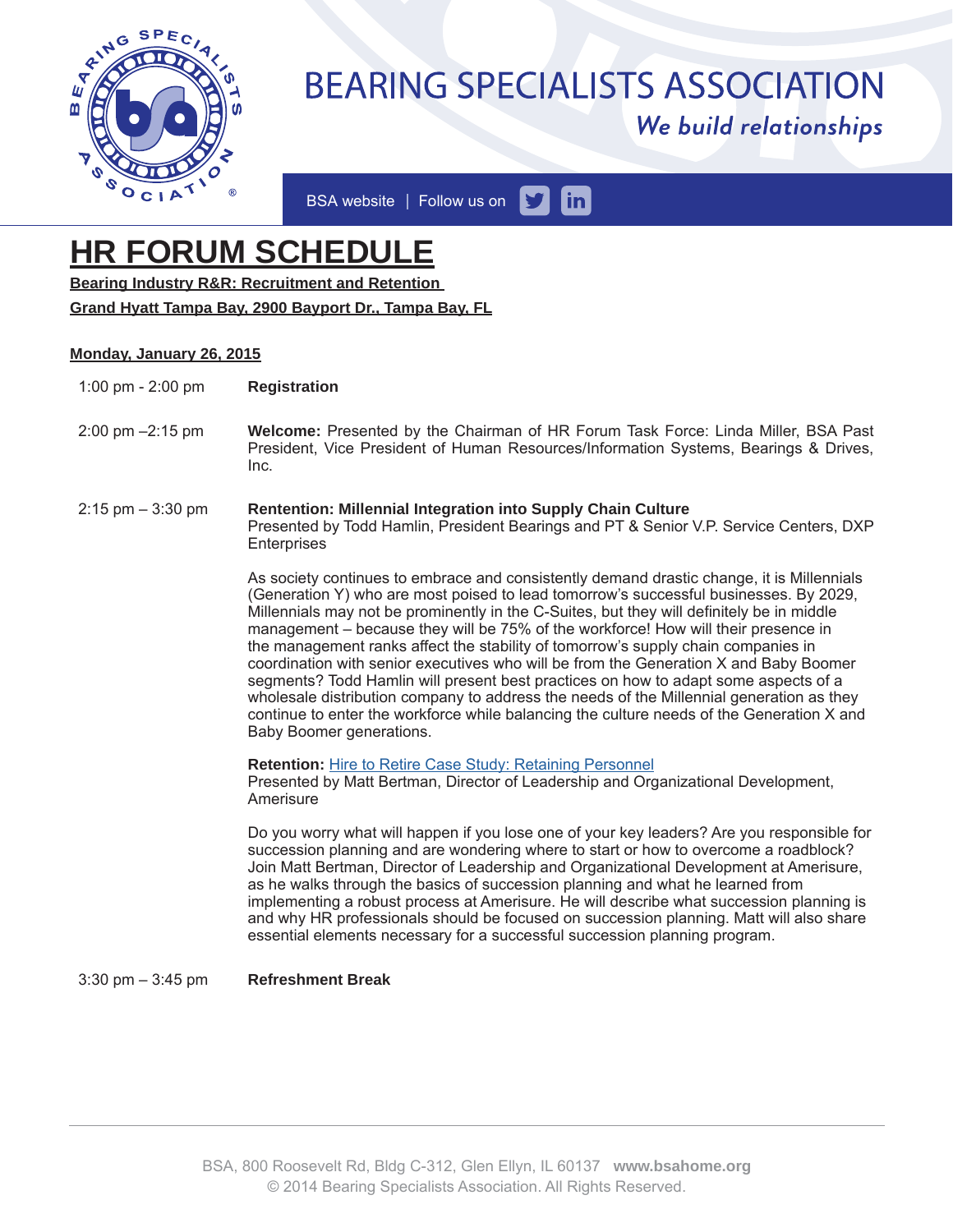# BEARING SPECIALISTS ASSOCIATION

*We build relationships*

BSA website | Follow us on

# HR FORUM SCHEDULE

**Bearing Industry R&R: Recruitment and Retention**

**Grand Hyatt Tampa Bay, 2900 Bayport Dr., Tampa Bay, FL**

## Monday, January 26, 2015

| Time | Session |
|---|---|
| 1:00 pm - 2:00 pm | **Registration** |
| 2:00 pm –2:15 pm | **Welcome:** Presented by the Chairman of HR Forum Task Force: Linda Miller, BSA Past President, Vice President of Human Resources/Information Systems, Bearings & Drives, Inc. |
| 2:15 pm – 3:30 pm | **Rentention: Millennial Integration into Supply Chain Culture**<br>Presented by Todd Hamlin, President Bearings and PT & Senior V.P. Service Centers, DXP Enterprises<br><br>As society continues to embrace and consistently demand drastic change, it is Millennials (Generation Y) who are most poised to lead tomorrow's successful businesses. By 2029, Millennials may not be prominently in the C-Suites, but they will definitely be in middle management – because they will be 75% of the workforce! How will their presence in the management ranks affect the stability of tomorrow's supply chain companies in coordination with senior executives who will be from the Generation X and Baby Boomer segments? Todd Hamlin will present best practices on how to adapt some aspects of a wholesale distribution company to address the needs of the Millennial generation as they continue to enter the workforce while balancing the culture needs of the Generation X and Baby Boomer generations.<br><br>**Retention:** Hire to Retire Case Study: Retaining Personnel<br>Presented by Matt Bertman, Director of Leadership and Organizational Development, Amerisure<br><br>Do you worry what will happen if you lose one of your key leaders? Are you responsible for succession planning and are wondering where to start or how to overcome a roadblock? Join Matt Bertman, Director of Leadership and Organizational Development at Amerisure, as he walks through the basics of succession planning and what he learned from implementing a robust process at Amerisure. He will describe what succession planning is and why HR professionals should be focused on succession planning. Matt will also share essential elements necessary for a successful succession planning program. |
| 3:30 pm – 3:45 pm | **Refreshment Break** |

BSA, 800 Roosevelt Rd, Bldg C-312, Glen Ellyn, IL 60137 **www.bsahome.org**
© 2014 Bearing Specialists Association. All Rights Reserved.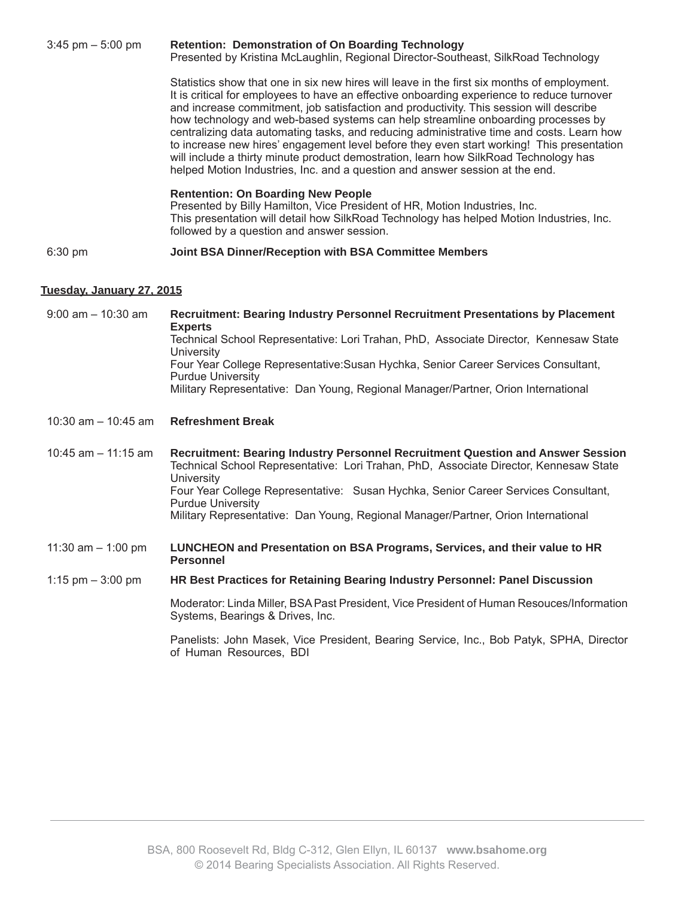3:45 pm – 5:00 pm **Retention: Demonstration of On Boarding Technology**
Presented by Kristina McLaughlin, Regional Director-Southeast, SilkRoad Technology

Statistics show that one in six new hires will leave in the first six months of employment. It is critical for employees to have an effective onboarding experience to reduce turnover and increase commitment, job satisfaction and productivity. This session will describe how technology and web-based systems can help streamline onboarding processes by centralizing data automating tasks, and reducing administrative time and costs. Learn how to increase new hires' engagement level before they even start working! This presentation will include a thirty minute product demostration, learn how SilkRoad Technology has helped Motion Industries, Inc. and a question and answer session at the end.

**Rentention: On Boarding New People**
Presented by Billy Hamilton, Vice President of HR, Motion Industries, Inc.
This presentation will detail how SilkRoad Technology has helped Motion Industries, Inc. followed by a question and answer session.

6:30 pm **Joint BSA Dinner/Reception with BSA Committee Members**

**<u>Tuesday, January 27, 2015</u>**

9:00 am – 10:30 am **Recruitment: Bearing Industry Personnel Recruitment Presentations by Placement Experts**
Technical School Representative: Lori Trahan, PhD, Associate Director, Kennesaw State University
Four Year College Representative:Susan Hychka, Senior Career Services Consultant, Purdue University
Military Representative: Dan Young, Regional Manager/Partner, Orion International

10:30 am – 10:45 am **Refreshment Break**

10:45 am – 11:15 am **Recruitment: Bearing Industry Personnel Recruitment Question and Answer Session**
Technical School Representative: Lori Trahan, PhD, Associate Director, Kennesaw State University
Four Year College Representative: Susan Hychka, Senior Career Services Consultant, Purdue University
Military Representative: Dan Young, Regional Manager/Partner, Orion International

11:30 am – 1:00 pm **LUNCHEON and Presentation on BSA Programs, Services, and their value to HR Personnel**

1:15 pm – 3:00 pm **HR Best Practices for Retaining Bearing Industry Personnel: Panel Discussion**

Moderator: Linda Miller, BSA Past President, Vice President of Human Resouces/Information Systems, Bearings & Drives, Inc.

Panelists: John Masek, Vice President, Bearing Service, Inc., Bob Patyk, SPHA, Director of Human Resources, BDI

BSA, 800 Roosevelt Rd, Bldg C-312, Glen Ellyn, IL 60137 **www.bsahome.org**
© 2014 Bearing Specialists Association. All Rights Reserved.